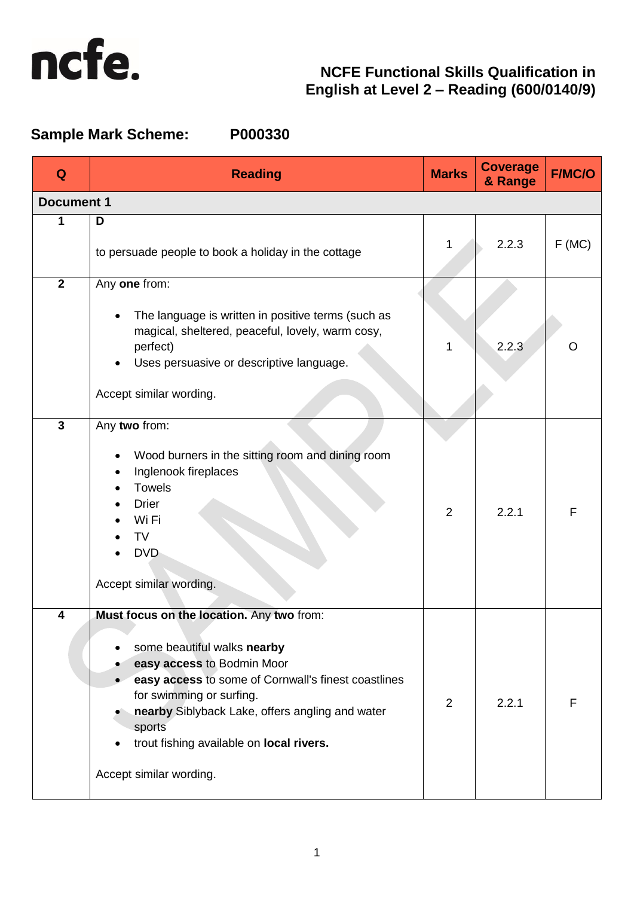# NCFE Functional Skills Qualification in English at Level 2 – Reading (600/0140/9)

## Sample Mark Scheme: P000330

| Q | Reading | Marks | Coverage & Range | F/MC/O |
|---|---|---|---|---|
| **Document 1** | | | | |
| 1 | **D**<br><br>to persuade people to book a holiday in the cottage | 1 | 2.2.3 | F (MC) |
| 2 | Any **one** from:<br><br>• The language is written in positive terms (such as magical, sheltered, peaceful, lovely, warm cosy, perfect)<br>• Uses persuasive or descriptive language.<br><br>Accept similar wording. | 1 | 2.2.3 | O |
| 3 | Any **two** from:<br><br>• Wood burners in the sitting room and dining room<br>• Inglenook fireplaces<br>• Towels<br>• Drier<br>• Wi Fi<br>• TV<br>• DVD<br><br>Accept similar wording. | 2 | 2.2.1 | F |
| 4 | **Must focus on the location.** Any **two** from:<br><br>• some beautiful walks **nearby**<br>• **easy access** to Bodmin Moor<br>• **easy access** to some of Cornwall's finest coastlines for swimming or surfing.<br>• **nearby** Siblyback Lake, offers angling and water sports<br>• trout fishing available on **local rivers.**<br><br>Accept similar wording. | 2 | 2.2.1 | F |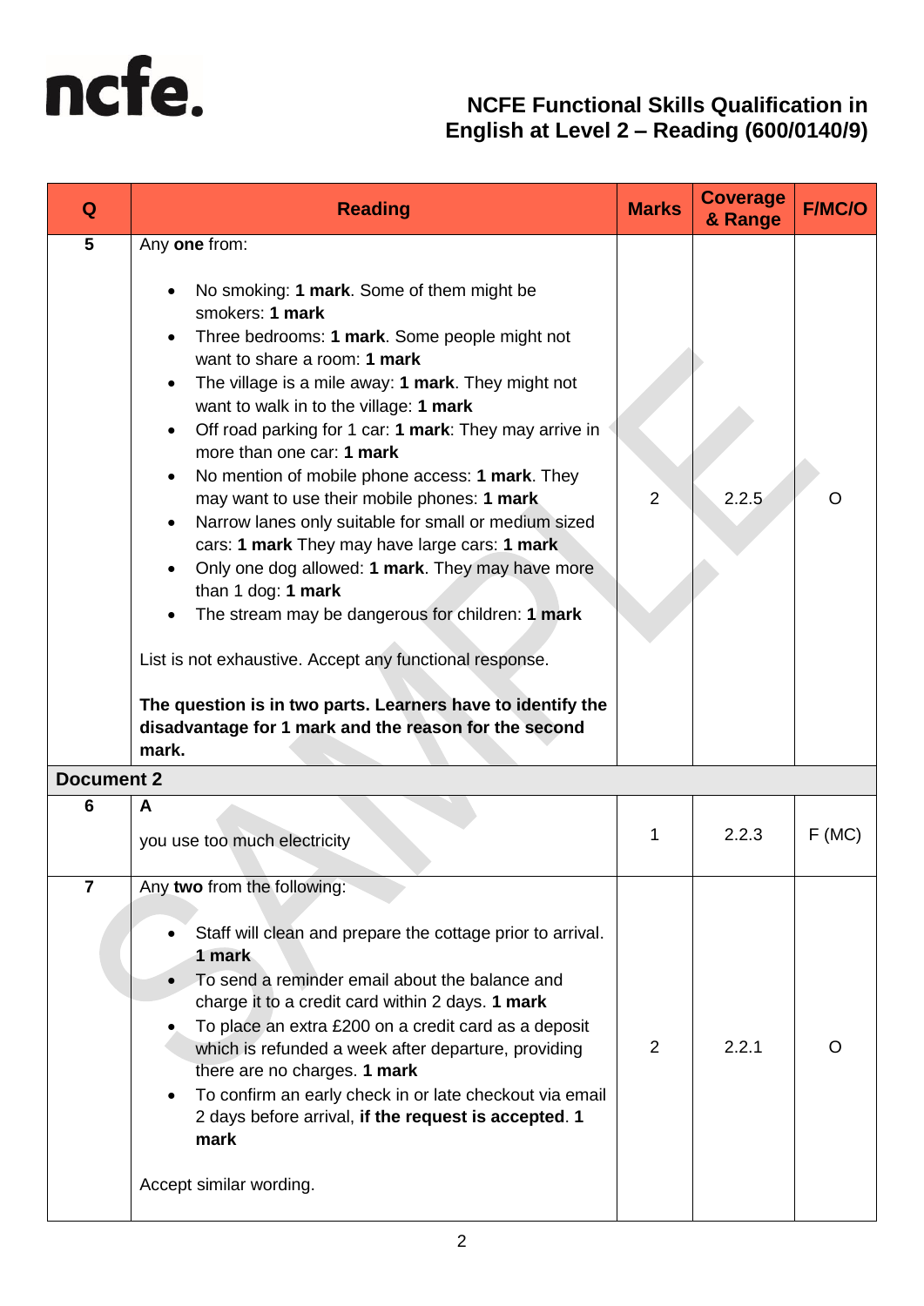# NCFE Functional Skills Qualification in English at Level 2 – Reading (600/0140/9)

| Q | Reading | Marks | Coverage & Range | F/MC/O |
|---|---|---|---|---|
| 5 | Any **one** from:<br><br>• No smoking: **1 mark**. Some of them might be smokers: **1 mark**<br>• Three bedrooms: **1 mark**. Some people might not want to share a room: **1 mark**<br>• The village is a mile away: **1 mark**. They might not want to walk in to the village: **1 mark**<br>• Off road parking for 1 car: **1 mark**: They may arrive in more than one car: **1 mark**<br>• No mention of mobile phone access: **1 mark**. They may want to use their mobile phones: **1 mark**<br>• Narrow lanes only suitable for small or medium sized cars: **1 mark** They may have large cars: **1 mark**<br>• Only one dog allowed: **1 mark**. They may have more than 1 dog: **1 mark**<br>• The stream may be dangerous for children: **1 mark**<br><br>List is not exhaustive. Accept any functional response.<br><br>**The question is in two parts. Learners have to identify the disadvantage for 1 mark and the reason for the second mark.** | 2 | 2.2.5 | O |
| **Document 2** | | | | |
| 6 | **A**<br><br>you use too much electricity | 1 | 2.2.3 | F (MC) |
| 7 | Any **two** from the following:<br><br>• Staff will clean and prepare the cottage prior to arrival. **1 mark**<br>• To send a reminder email about the balance and charge it to a credit card within 2 days. **1 mark**<br>• To place an extra £200 on a credit card as a deposit which is refunded a week after departure, providing there are no charges. **1 mark**<br>• To confirm an early check in or late checkout via email 2 days before arrival, **if the request is accepted**. **1 mark**<br><br>Accept similar wording. | 2 | 2.2.1 | O |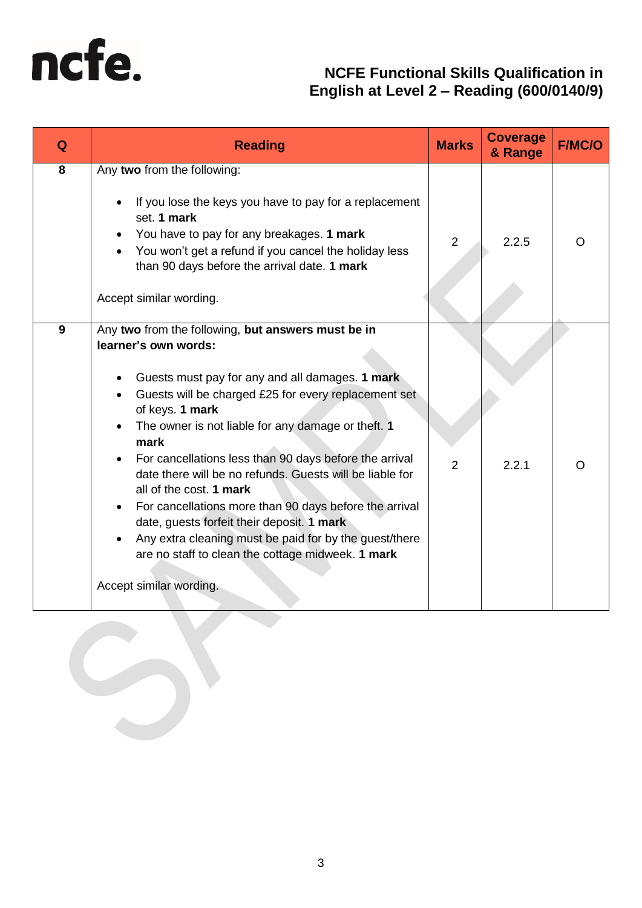| Q | Reading | Marks | Coverage & Range | F/MC/O |
|---|---|---|---|---|
| 8 | Any **two** from the following:<br><br>• If you lose the keys you have to pay for a replacement set. **1 mark**<br>• You have to pay for any breakages. **1 mark**<br>• You won't get a refund if you cancel the holiday less than 90 days before the arrival date. **1 mark**<br><br>Accept similar wording. | 2 | 2.2.5 | O |
| 9 | Any **two** from the following, **but answers must be in learner's own words:**<br><br>• Guests must pay for any and all damages. **1 mark**<br>• Guests will be charged £25 for every replacement set of keys. **1 mark**<br>• The owner is not liable for any damage or theft. **1 mark**<br>• For cancellations less than 90 days before the arrival date there will be no refunds. Guests will be liable for all of the cost. **1 mark**<br>• For cancellations more than 90 days before the arrival date, guests forfeit their deposit. **1 mark**<br>• Any extra cleaning must be paid for by the guest/there are no staff to clean the cottage midweek. **1 mark**<br><br>Accept similar wording. | 2 | 2.2.1 | O |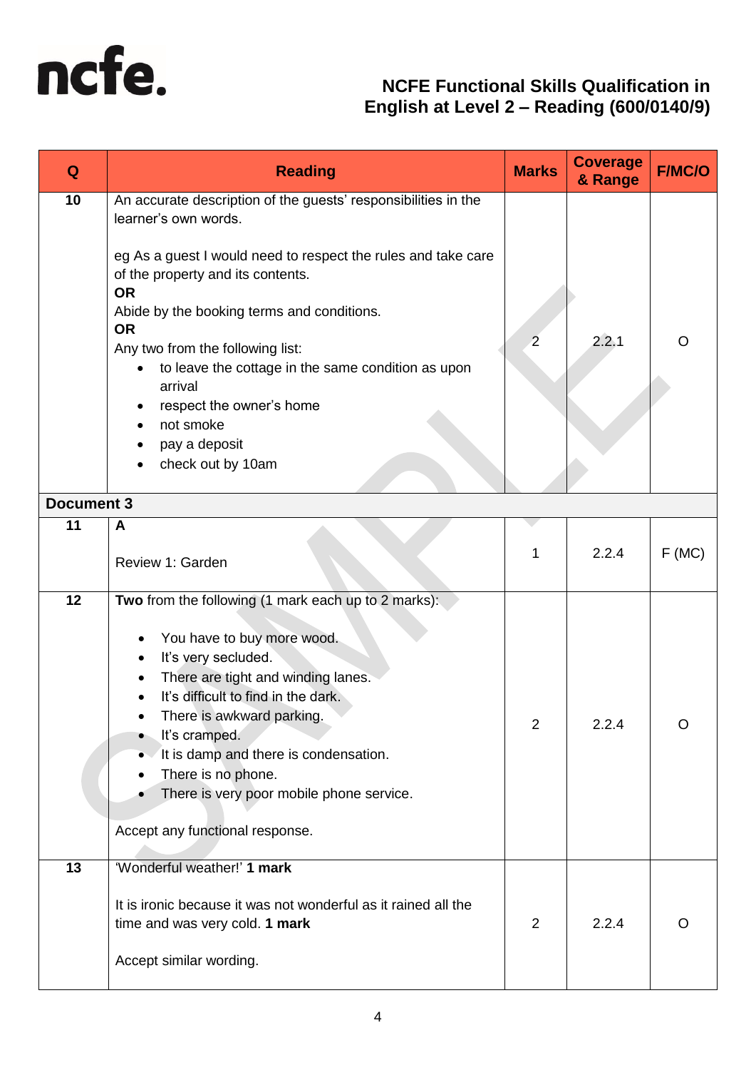# NCFE Functional Skills Qualification in English at Level 2 – Reading (600/0140/9)

| Q | Reading | Marks | Coverage & Range | F/MC/O |
|---|---|---|---|---|
| 10 | An accurate description of the guests' responsibilities in the learner's own words.<br><br>eg As a guest I would need to respect the rules and take care of the property and its contents.<br>**OR**<br>Abide by the booking terms and conditions.<br>**OR**<br>Any two from the following list:<br>• to leave the cottage in the same condition as upon arrival<br>• respect the owner's home<br>• not smoke<br>• pay a deposit<br>• check out by 10am | 2 | 2.2.1 | O |
| **Document 3** | | | | |
| 11 | **A**<br><br>Review 1: Garden | 1 | 2.2.4 | F (MC) |
| 12 | **Two** from the following (1 mark each up to 2 marks):<br><br>• You have to buy more wood.<br>• It's very secluded.<br>• There are tight and winding lanes.<br>• It's difficult to find in the dark.<br>• There is awkward parking.<br>• It's cramped.<br>• It is damp and there is condensation.<br>• There is no phone.<br>• There is very poor mobile phone service.<br><br>Accept any functional response. | 2 | 2.2.4 | O |
| 13 | 'Wonderful weather!' **1 mark**<br><br>It is ironic because it was not wonderful as it rained all the time and was very cold. **1 mark**<br><br>Accept similar wording. | 2 | 2.2.4 | O |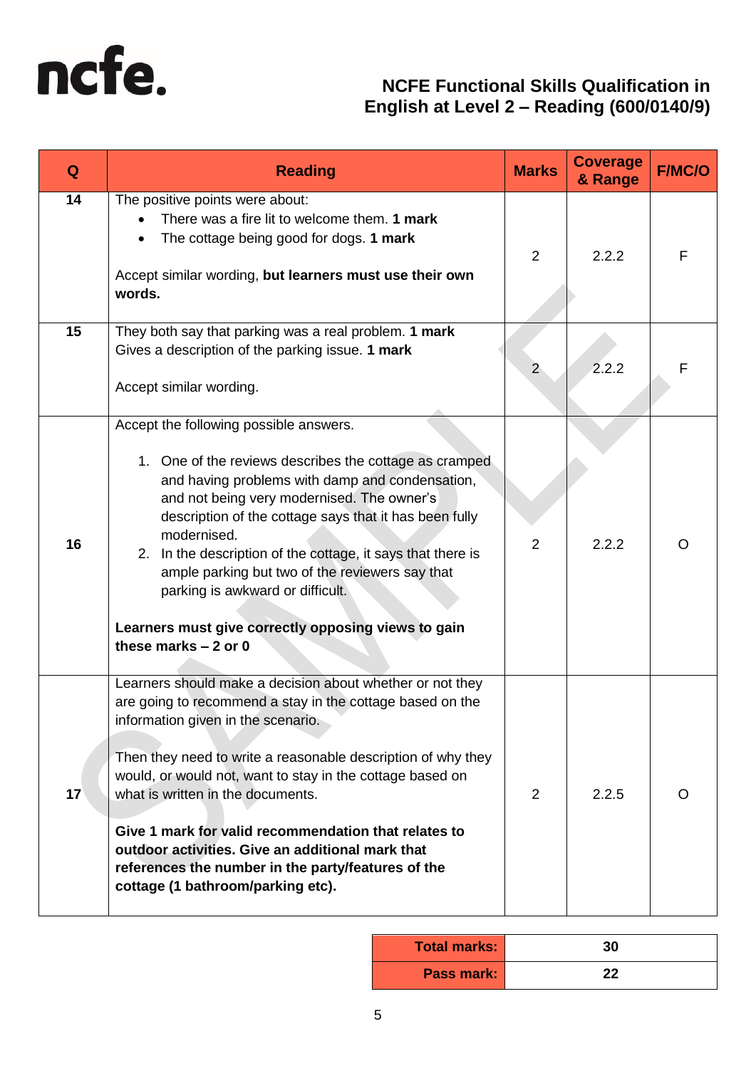**NCFE Functional Skills Qualification in English at Level 2 – Reading (600/0140/9)**

| Q | Reading | Marks | Coverage & Range | F/MC/O |
|---|---|---|---|---|
| 14 | The positive points were about:<br>• There was a fire lit to welcome them. **1 mark**<br>• The cottage being good for dogs. **1 mark**<br><br>Accept similar wording, **but learners must use their own words.** | 2 | 2.2.2 | F |
| 15 | They both say that parking was a real problem. **1 mark**<br>Gives a description of the parking issue. **1 mark**<br><br>Accept similar wording. | 2 | 2.2.2 | F |
| 16 | Accept the following possible answers.<br><br>1. One of the reviews describes the cottage as cramped and having problems with damp and condensation, and not being very modernised. The owner's description of the cottage says that it has been fully modernised.<br>2. In the description of the cottage, it says that there is ample parking but two of the reviewers say that parking is awkward or difficult.<br><br>**Learners must give correctly opposing views to gain these marks – 2 or 0** | 2 | 2.2.2 | O |
| 17 | Learners should make a decision about whether or not they are going to recommend a stay in the cottage based on the information given in the scenario.<br><br>Then they need to write a reasonable description of why they would, or would not, want to stay in the cottage based on what is written in the documents.<br><br>**Give 1 mark for valid recommendation that relates to outdoor activities. Give an additional mark that references the number in the party/features of the cottage (1 bathroom/parking etc).** | 2 | 2.2.5 | O |

| Total marks: | 30 |
|---|---|
| Pass mark: | 22 |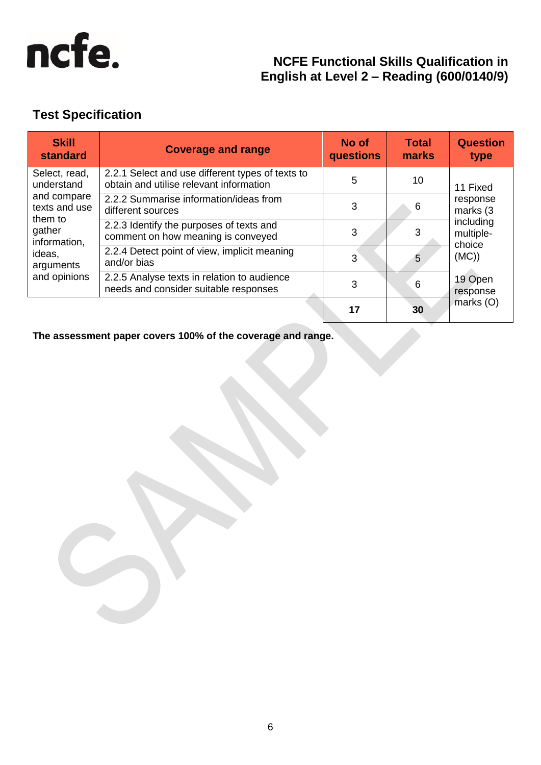**NCFE Functional Skills Qualification in English at Level 2 – Reading (600/0140/9)**

## Test Specification

| Skill standard | Coverage and range | No of questions | Total marks | Question type |
|---|---|---|---|---|
| Select, read, understand and compare texts and use them to gather information, ideas, arguments and opinions | 2.2.1 Select and use different types of texts to obtain and utilise relevant information | 5 | 10 | 11 Fixed response marks (3 including multiple-choice (MC)) 19 Open response marks (O) |
| | 2.2.2 Summarise information/ideas from different sources | 3 | 6 | |
| | 2.2.3 Identify the purposes of texts and comment on how meaning is conveyed | 3 | 3 | |
| | 2.2.4 Detect point of view, implicit meaning and/or bias | 3 | 5 | |
| | 2.2.5 Analyse texts in relation to audience needs and consider suitable responses | 3 | 6 | |
| | | **17** | **30** | |

**The assessment paper covers 100% of the coverage and range.**